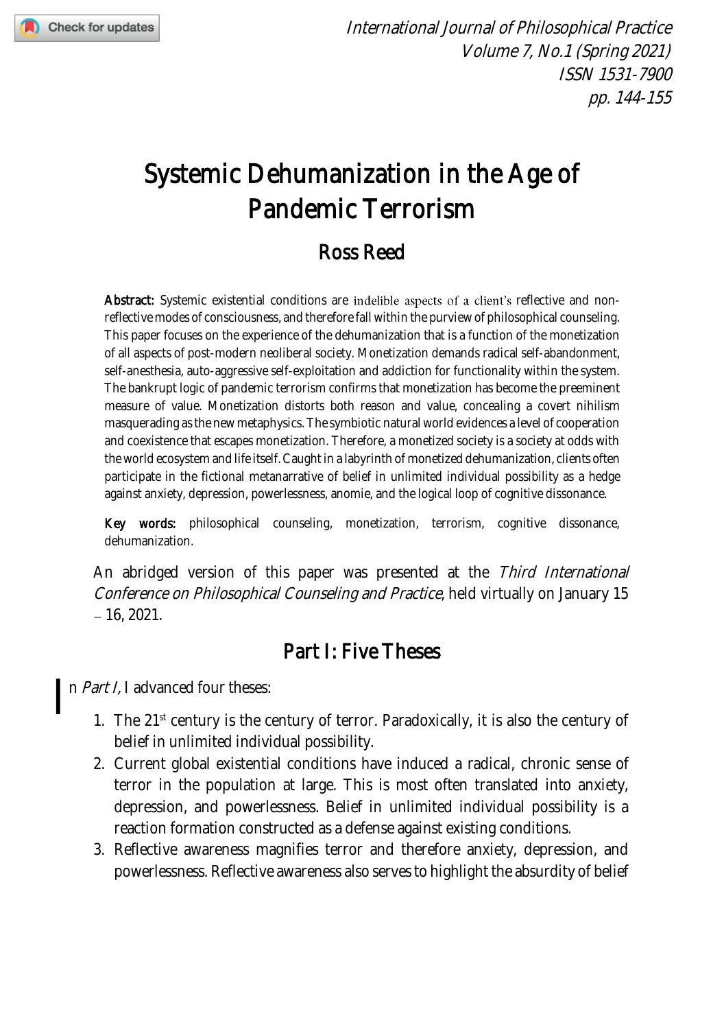# Systemic Dehumanization in the Age of Pandemic Terrorism

## Ross Reed

**Abstract:** Systemic existential conditions are indelible aspects of a client's reflective and non-reflective modes of consciousness, and therefore fall within the purview of philosophical counseling. This paper focuses on the experience of the dehumanization that is a function of the monetization of all aspects of post-modern neoliberal society. Monetization demands radical self-abandonment, self-anesthesia, auto-aggressive self-exploitation and addiction for functionality within the system. The bankrupt logic of pandemic terrorism confirms that monetization has become the preeminent measure of value. Monetization distorts both reason and value, concealing a covert nihilism masquerading as the new metaphysics. The symbiotic natural world evidences a level of cooperation and coexistence that escapes monetization. Therefore, a monetized society is a society at odds with the world ecosystem and life itself. Caught in a labyrinth of monetized dehumanization, clients often participate in the fictional metanarrative of belief in unlimited individual possibility as a hedge against anxiety, depression, powerlessness, anomie, and the logical loop of cognitive dissonance.

**Key words:** philosophical counseling, monetization, terrorism, cognitive dissonance, dehumanization.

An abridged version of this paper was presented at the *Third International Conference on Philosophical Counseling and Practice*, held virtually on January 15 – 16, 2021.

## Part I: Five Theses

In *Part I*, I advanced four theses:

1. The 21st century is the century of terror. Paradoxically, it is also the century of belief in unlimited individual possibility.
2. Current global existential conditions have induced a radical, chronic sense of terror in the population at large. This is most often translated into anxiety, depression, and powerlessness. Belief in unlimited individual possibility is a reaction formation constructed as a defense against existing conditions.
3. Reflective awareness magnifies terror and therefore anxiety, depression, and powerlessness. Reflective awareness also serves to highlight the absurdity of belief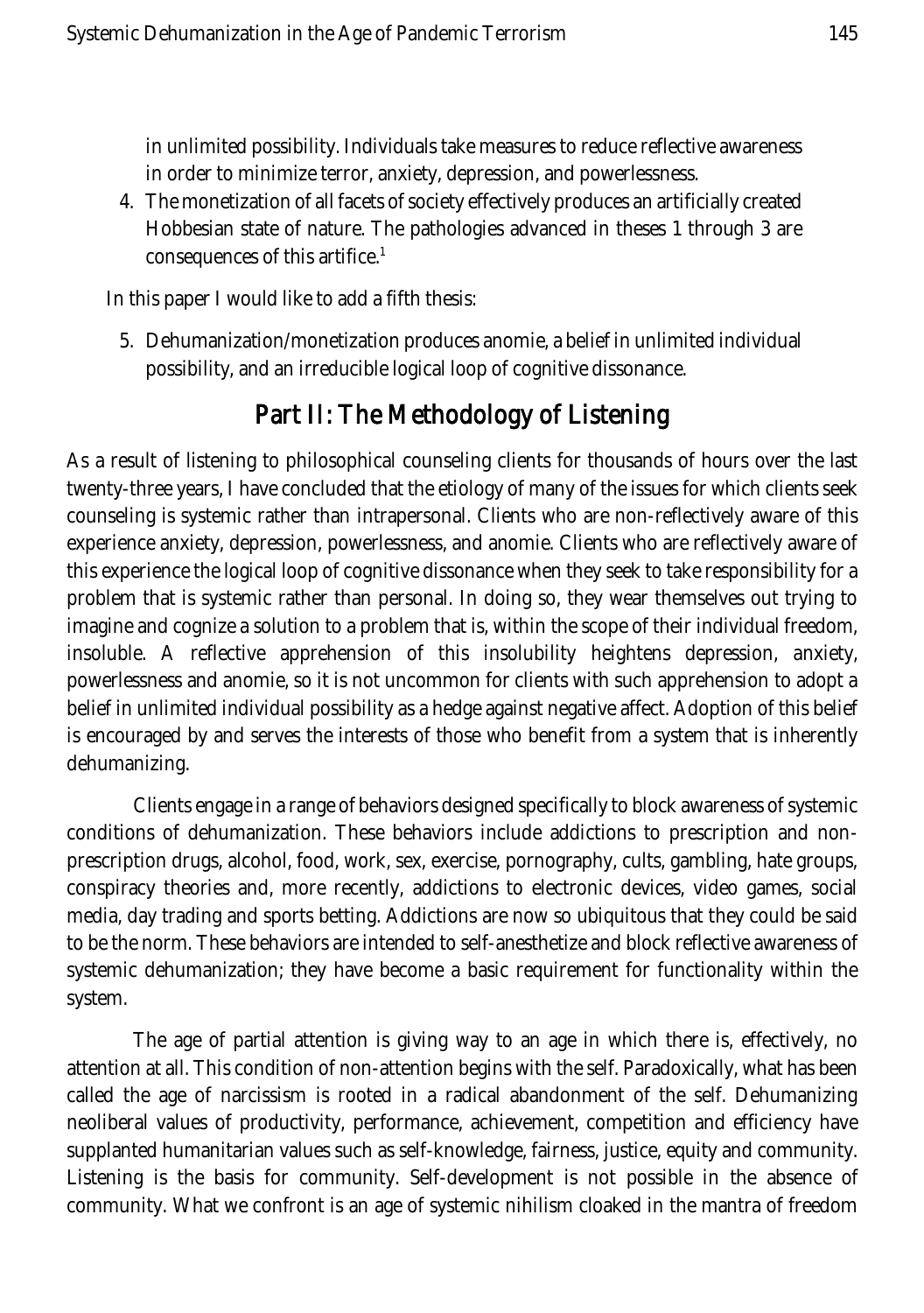in unlimited possibility. Individuals take measures to reduce reflective awareness in order to minimize terror, anxiety, depression, and powerlessness.

4. The monetization of all facets of society effectively produces an artificially created Hobbesian state of nature. The pathologies advanced in theses 1 through 3 are consequences of this artifice.[1]

In this paper I would like to add a fifth thesis:

5. Dehumanization/monetization produces anomie, a belief in unlimited individual possibility, and an irreducible logical loop of cognitive dissonance.

## Part II: The Methodology of Listening

As a result of listening to philosophical counseling clients for thousands of hours over the last twenty-three years, I have concluded that the etiology of many of the issues for which clients seek counseling is systemic rather than intrapersonal. Clients who are non-reflectively aware of this experience anxiety, depression, powerlessness, and anomie. Clients who are reflectively aware of this experience the logical loop of cognitive dissonance when they seek to take responsibility for a problem that is systemic rather than personal. In doing so, they wear themselves out trying to imagine and cognize a solution to a problem that is, within the scope of their individual freedom, insoluble. A reflective apprehension of this insolubility heightens depression, anxiety, powerlessness and anomie, so it is not uncommon for clients with such apprehension to adopt a belief in unlimited individual possibility as a hedge against negative affect. Adoption of this belief is encouraged by and serves the interests of those who benefit from a system that is inherently dehumanizing.

Clients engage in a range of behaviors designed specifically to block awareness of systemic conditions of dehumanization. These behaviors include addictions to prescription and non-prescription drugs, alcohol, food, work, sex, exercise, pornography, cults, gambling, hate groups, conspiracy theories and, more recently, addictions to electronic devices, video games, social media, day trading and sports betting. Addictions are now so ubiquitous that they could be said to be the norm. These behaviors are intended to self-anesthetize and block reflective awareness of systemic dehumanization; they have become a basic requirement for functionality within the system.

The age of partial attention is giving way to an age in which there is, effectively, no attention at all. This condition of non-attention begins with the self. Paradoxically, what has been called the age of narcissism is rooted in a radical abandonment of the self. Dehumanizing neoliberal values of productivity, performance, achievement, competition and efficiency have supplanted humanitarian values such as self-knowledge, fairness, justice, equity and community. Listening is the basis for community. Self-development is not possible in the absence of community. What we confront is an age of systemic nihilism cloaked in the mantra of freedom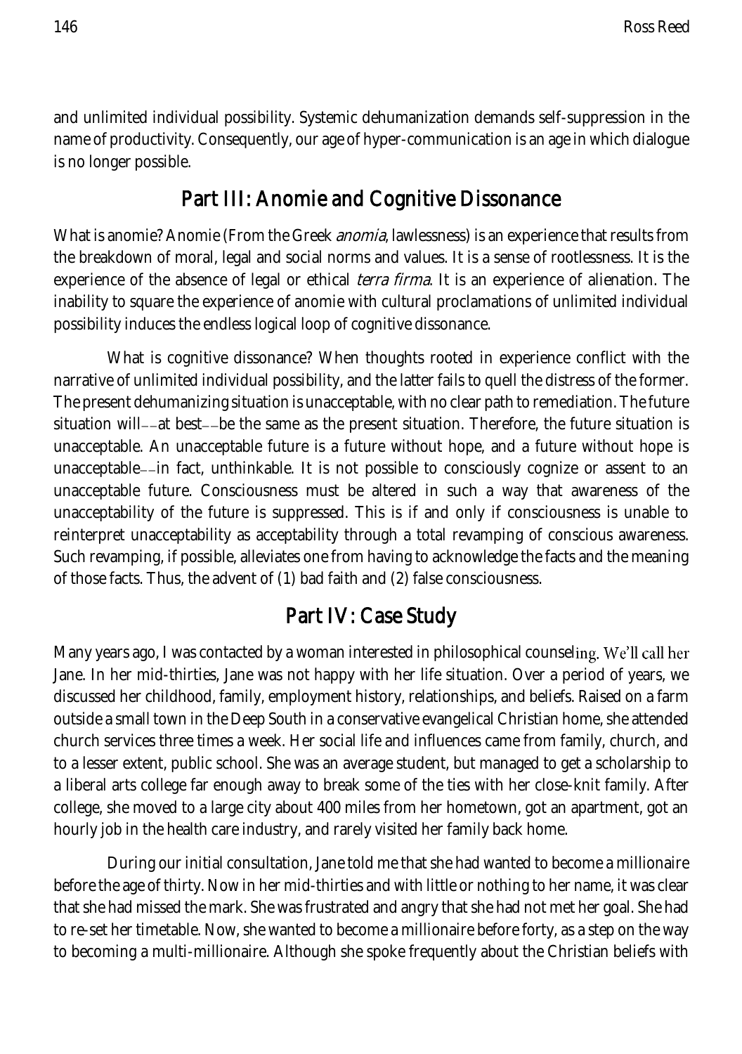and unlimited individual possibility. Systemic dehumanization demands self-suppression in the name of productivity. Consequently, our age of hyper-communication is an age in which dialogue is no longer possible.

## Part III: Anomie and Cognitive Dissonance

What is anomie? Anomie (From the Greek *anomia*, lawlessness) is an experience that results from the breakdown of moral, legal and social norms and values. It is a sense of rootlessness. It is the experience of the absence of legal or ethical *terra firma*. It is an experience of alienation. The inability to square the experience of anomie with cultural proclamations of unlimited individual possibility induces the endless logical loop of cognitive dissonance.

What is cognitive dissonance? When thoughts rooted in experience conflict with the narrative of unlimited individual possibility, and the latter fails to quell the distress of the former. The present dehumanizing situation is unacceptable, with no clear path to remediation. The future situation will––at best––be the same as the present situation. Therefore, the future situation is unacceptable. An unacceptable future is a future without hope, and a future without hope is unacceptable––in fact, unthinkable. It is not possible to consciously cognize or assent to an unacceptable future. Consciousness must be altered in such a way that awareness of the unacceptability of the future is suppressed. This is if and only if consciousness is unable to reinterpret unacceptability as acceptability through a total revamping of conscious awareness. Such revamping, if possible, alleviates one from having to acknowledge the facts and the meaning of those facts. Thus, the advent of (1) bad faith and (2) false consciousness.

## Part IV: Case Study

Many years ago, I was contacted by a woman interested in philosophical counseling. We'll call her Jane. In her mid-thirties, Jane was not happy with her life situation. Over a period of years, we discussed her childhood, family, employment history, relationships, and beliefs. Raised on a farm outside a small town in the Deep South in a conservative evangelical Christian home, she attended church services three times a week. Her social life and influences came from family, church, and to a lesser extent, public school. She was an average student, but managed to get a scholarship to a liberal arts college far enough away to break some of the ties with her close-knit family. After college, she moved to a large city about 400 miles from her hometown, got an apartment, got an hourly job in the health care industry, and rarely visited her family back home.

During our initial consultation, Jane told me that she had wanted to become a millionaire before the age of thirty. Now in her mid-thirties and with little or nothing to her name, it was clear that she had missed the mark. She was frustrated and angry that she had not met her goal. She had to re-set her timetable. Now, she wanted to become a millionaire before forty, as a step on the way to becoming a multi-millionaire. Although she spoke frequently about the Christian beliefs with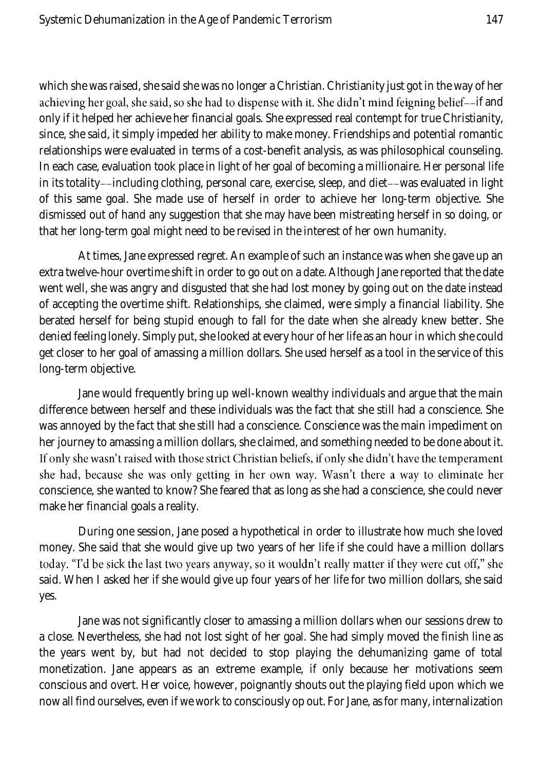which she was raised, she said she was no longer a Christian. Christianity just got in the way of her achieving her goal, she said, so she had to dispense with it. She didn't mind feigning belief––if and only if it helped her achieve her financial goals. She expressed real contempt for true Christianity, since, she said, it simply impeded her ability to make money. Friendships and potential romantic relationships were evaluated in terms of a cost-benefit analysis, as was philosophical counseling. In each case, evaluation took place in light of her goal of becoming a millionaire. Her personal life in its totality––including clothing, personal care, exercise, sleep, and diet––was evaluated in light of this same goal. She made use of herself in order to achieve her long-term objective. She dismissed out of hand any suggestion that she may have been mistreating herself in so doing, or that her long-term goal might need to be revised in the interest of her own humanity.

At times, Jane expressed regret. An example of such an instance was when she gave up an extra twelve-hour overtime shift in order to go out on a date. Although Jane reported that the date went well, she was angry and disgusted that she had lost money by going out on the date instead of accepting the overtime shift. Relationships, she claimed, were simply a financial liability. She berated herself for being stupid enough to fall for the date when she already knew better. She denied feeling lonely. Simply put, she looked at every hour of her life as an hour in which she could get closer to her goal of amassing a million dollars. She used herself as a tool in the service of this long-term objective.

Jane would frequently bring up well-known wealthy individuals and argue that the main difference between herself and these individuals was the fact that she still had a conscience. She was annoyed by the fact that she still had a conscience. Conscience was the main impediment on her journey to amassing a million dollars, she claimed, and something needed to be done about it. If only she wasn't raised with those strict Christian beliefs, if only she didn't have the temperament she had, because she was only getting in her own way. Wasn't there a way to eliminate her conscience, she wanted to know? She feared that as long as she had a conscience, she could never make her financial goals a reality.

During one session, Jane posed a hypothetical in order to illustrate how much she loved money. She said that she would give up two years of her life if she could have a million dollars today. "I'd be sick the last two years anyway, so it wouldn't really matter if they were cut off," she said. When I asked her if she would give up four years of her life for two million dollars, she said yes.

Jane was not significantly closer to amassing a million dollars when our sessions drew to a close. Nevertheless, she had not lost sight of her goal. She had simply moved the finish line as the years went by, but had not decided to stop playing the dehumanizing game of total monetization. Jane appears as an extreme example, if only because her motivations seem conscious and overt. Her voice, however, poignantly shouts out the playing field upon which we now all find ourselves, even if we work to consciously op out. For Jane, as for many, internalization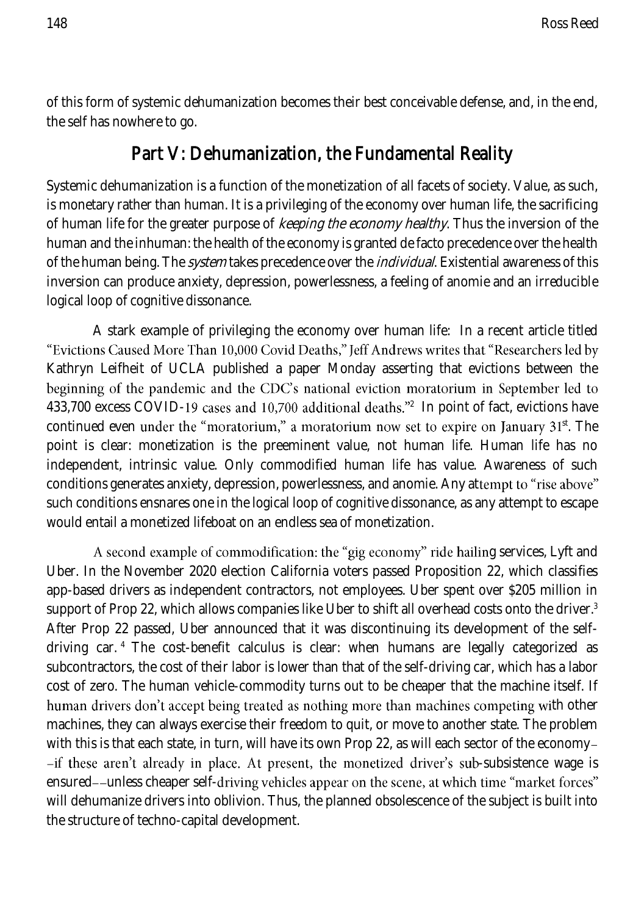of this form of systemic dehumanization becomes their best conceivable defense, and, in the end, the self has nowhere to go.

## Part V: Dehumanization, the Fundamental Reality

Systemic dehumanization is a function of the monetization of all facets of society. Value, as such, is monetary rather than human. It is a privileging of the economy over human life, the sacrificing of human life for the greater purpose of *keeping the economy healthy*. Thus the inversion of the human and the inhuman: the health of the economy is granted de facto precedence over the health of the human being. The *system* takes precedence over the *individual*. Existential awareness of this inversion can produce anxiety, depression, powerlessness, a feeling of anomie and an irreducible logical loop of cognitive dissonance.

A stark example of privileging the economy over human life: In a recent article titled "Evictions Caused More Than 10,000 Covid Deaths," Jeff Andrews writes that "Researchers led by Kathryn Leifheit of UCLA published a paper Monday asserting that evictions between the beginning of the pandemic and the CDC's national eviction moratorium in September led to 433,700 excess COVID-19 cases and 10,700 additional deaths."[2] In point of fact, evictions have continued even under the "moratorium," a moratorium now set to expire on January 31st. The point is clear: monetization is the preeminent value, not human life. Human life has no independent, intrinsic value. Only commodified human life has value. Awareness of such conditions generates anxiety, depression, powerlessness, and anomie. Any attempt to "rise above" such conditions ensnares one in the logical loop of cognitive dissonance, as any attempt to escape would entail a monetized lifeboat on an endless sea of monetization.

A second example of commodification: the "gig economy" ride hailing services, Lyft and Uber. In the November 2020 election California voters passed Proposition 22, which classifies app-based drivers as independent contractors, not employees. Uber spent over $205 million in support of Prop 22, which allows companies like Uber to shift all overhead costs onto the driver.[3] After Prop 22 passed, Uber announced that it was discontinuing its development of the self-driving car.[4] The cost-benefit calculus is clear: when humans are legally categorized as subcontractors, the cost of their labor is lower than that of the self-driving car, which has a labor cost of zero. The human vehicle-commodity turns out to be cheaper that the machine itself. If human drivers don't accept being treated as nothing more than machines competing with other machines, they can always exercise their freedom to quit, or move to another state. The problem with this is that each state, in turn, will have its own Prop 22, as will each sector of the economy––if these aren't already in place. At present, the monetized driver's sub-subsistence wage is ensured––unless cheaper self-driving vehicles appear on the scene, at which time "market forces" will dehumanize drivers into oblivion. Thus, the planned obsolescence of the subject is built into the structure of techno-capital development.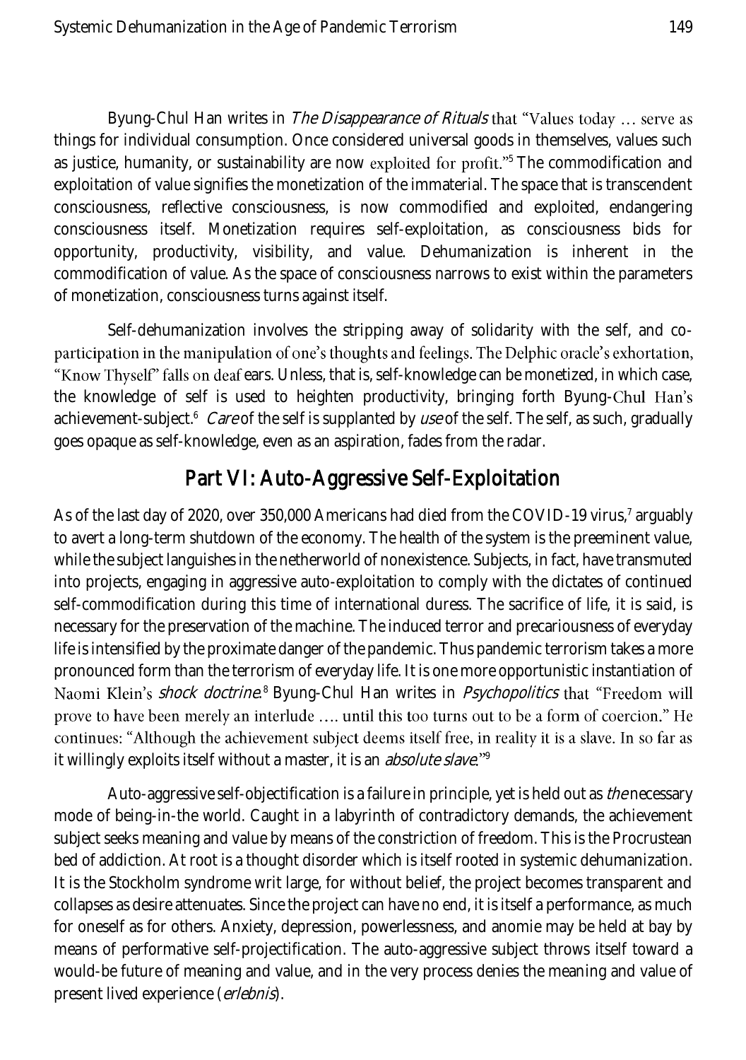Byung-Chul Han writes in *The Disappearance of Rituals* that "Values today … serve as things for individual consumption. Once considered universal goods in themselves, values such as justice, humanity, or sustainability are now exploited for profit."[5] The commodification and exploitation of value signifies the monetization of the immaterial. The space that is transcendent consciousness, reflective consciousness, is now commodified and exploited, endangering consciousness itself. Monetization requires self-exploitation, as consciousness bids for opportunity, productivity, visibility, and value. Dehumanization is inherent in the commodification of value. As the space of consciousness narrows to exist within the parameters of monetization, consciousness turns against itself.

Self-dehumanization involves the stripping away of solidarity with the self, and co-participation in the manipulation of one's thoughts and feelings. The Delphic oracle's exhortation, "Know Thyself" falls on deaf ears. Unless, that is, self-knowledge can be monetized, in which case, the knowledge of self is used to heighten productivity, bringing forth Byung-Chul Han's achievement-subject.[6] *Care* of the self is supplanted by *use* of the self. The self, as such, gradually goes opaque as self-knowledge, even as an aspiration, fades from the radar.

## Part VI: Auto-Aggressive Self-Exploitation

As of the last day of 2020, over 350,000 Americans had died from the COVID-19 virus,[7] arguably to avert a long-term shutdown of the economy. The health of the system is the preeminent value, while the subject languishes in the netherworld of nonexistence. Subjects, in fact, have transmuted into projects, engaging in aggressive auto-exploitation to comply with the dictates of continued self-commodification during this time of international duress. The sacrifice of life, it is said, is necessary for the preservation of the machine. The induced terror and precariousness of everyday life is intensified by the proximate danger of the pandemic. Thus pandemic terrorism takes a more pronounced form than the terrorism of everyday life. It is one more opportunistic instantiation of Naomi Klein's *shock doctrine*.[8] Byung-Chul Han writes in *Psychopolitics* that "Freedom will prove to have been merely an interlude …. until this too turns out to be a form of coercion." He continues: "Although the achievement subject deems itself free, in reality it is a slave. In so far as it willingly exploits itself without a master, it is an *absolute slave*."[9]

Auto-aggressive self-objectification is a failure in principle, yet is held out as *the* necessary mode of being-in-the world. Caught in a labyrinth of contradictory demands, the achievement subject seeks meaning and value by means of the constriction of freedom. This is the Procrustean bed of addiction. At root is a thought disorder which is itself rooted in systemic dehumanization. It is the Stockholm syndrome writ large, for without belief, the project becomes transparent and collapses as desire attenuates. Since the project can have no end, it is itself a performance, as much for oneself as for others. Anxiety, depression, powerlessness, and anomie may be held at bay by means of performative self-projectification. The auto-aggressive subject throws itself toward a would-be future of meaning and value, and in the very process denies the meaning and value of present lived experience (*erlebnis*).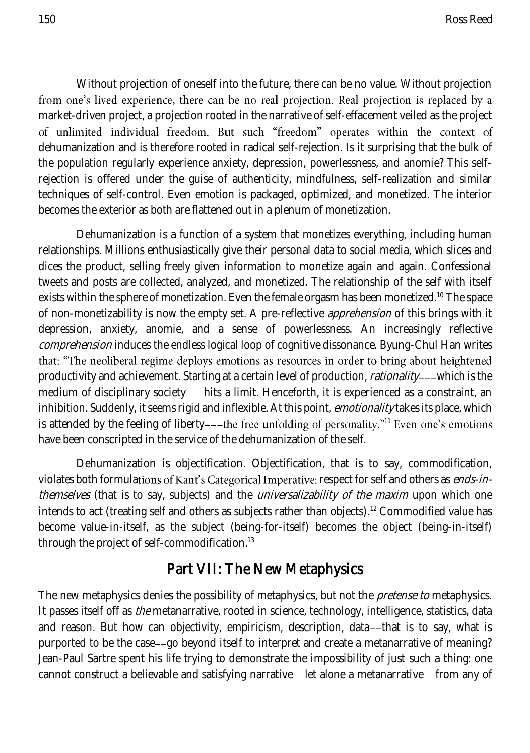Without projection of oneself into the future, there can be no value. Without projection from one's lived experience, there can be no real projection. Real projection is replaced by a market-driven project, a projection rooted in the narrative of self-effacement veiled as the project of unlimited individual freedom. But such "freedom" operates within the context of dehumanization and is therefore rooted in radical self-rejection. Is it surprising that the bulk of the population regularly experience anxiety, depression, powerlessness, and anomie? This self-rejection is offered under the guise of authenticity, mindfulness, self-realization and similar techniques of self-control. Even emotion is packaged, optimized, and monetized. The interior becomes the exterior as both are flattened out in a plenum of monetization.

Dehumanization is a function of a system that monetizes everything, including human relationships. Millions enthusiastically give their personal data to social media, which slices and dices the product, selling freely given information to monetize again and again. Confessional tweets and posts are collected, analyzed, and monetized. The relationship of the self with itself exists within the sphere of monetization. Even the female orgasm has been monetized.[10] The space of non-monetizability is now the empty set. A pre-reflective *apprehension* of this brings with it depression, anxiety, anomie, and a sense of powerlessness. An increasingly reflective *comprehension* induces the endless logical loop of cognitive dissonance. Byung-Chul Han writes that: "The neoliberal regime deploys emotions as resources in order to bring about heightened productivity and achievement. Starting at a certain level of production, *rationality*---which is the medium of disciplinary society---hits a limit. Henceforth, it is experienced as a constraint, an inhibition. Suddenly, it seems rigid and inflexible. At this point, *emotionality* takes its place, which is attended by the feeling of liberty---the free unfolding of personality."[11] Even one's emotions have been conscripted in the service of the dehumanization of the self.

Dehumanization is objectification. Objectification, that is to say, commodification, violates both formulations of Kant's Categorical Imperative: respect for self and others as *ends-in-themselves* (that is to say, subjects) and the *universalizability of the maxim* upon which one intends to act (treating self and others as subjects rather than objects).[12] Commodified value has become value-in-itself, as the subject (being-for-itself) becomes the object (being-in-itself) through the project of self-commodification.[13]

## Part VII: The New Metaphysics

The new metaphysics denies the possibility of metaphysics, but not the *pretense to* metaphysics. It passes itself off as *the* metanarrative, rooted in science, technology, intelligence, statistics, data and reason. But how can objectivity, empiricism, description, data--that is to say, what is purported to be the case--go beyond itself to interpret and create a metanarrative of meaning? Jean-Paul Sartre spent his life trying to demonstrate the impossibility of just such a thing: one cannot construct a believable and satisfying narrative--let alone a metanarrative--from any of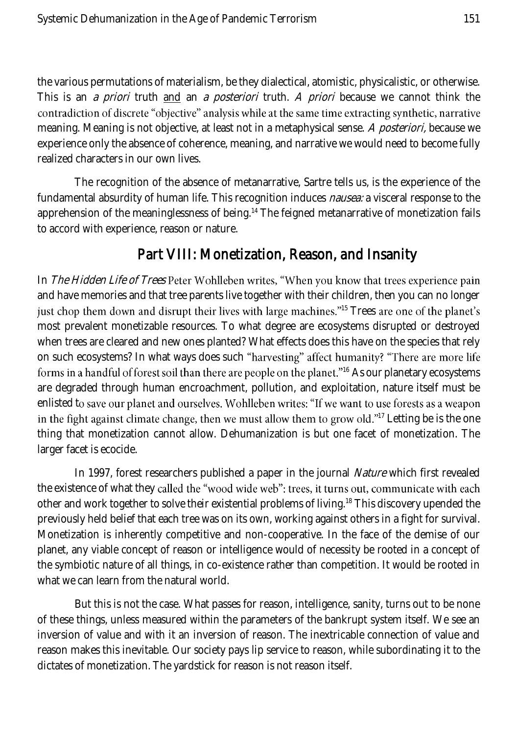the various permutations of materialism, be they dialectical, atomistic, physicalistic, or otherwise. This is an *a priori* truth <u>and</u> an *a posteriori* truth. *A priori* because we cannot think the contradiction of discrete "objective" analysis while at the same time extracting synthetic, narrative meaning. Meaning is not objective, at least not in a metaphysical sense. *A posteriori,* because we experience only the absence of coherence, meaning, and narrative we would need to become fully realized characters in our own lives.

The recognition of the absence of metanarrative, Sartre tells us, is the experience of the fundamental absurdity of human life. This recognition induces *nausea:* a visceral response to the apprehension of the meaninglessness of being.[14] The feigned metanarrative of monetization fails to accord with experience, reason or nature.

## Part VIII: Monetization, Reason, and Insanity

In *The Hidden Life of Trees* Peter Wohlleben writes, "When you know that trees experience pain and have memories and that tree parents live together with their children, then you can no longer just chop them down and disrupt their lives with large machines."[15] Trees are one of the planet's most prevalent monetizable resources. To what degree are ecosystems disrupted or destroyed when trees are cleared and new ones planted? What effects does this have on the species that rely on such ecosystems? In what ways does such "harvesting" affect humanity? "There are more life forms in a handful of forest soil than there are people on the planet."[16] As our planetary ecosystems are degraded through human encroachment, pollution, and exploitation, nature itself must be enlisted to save our planet and ourselves. Wohlleben writes: "If we want to use forests as a weapon in the fight against climate change, then we must allow them to grow old."[17] Letting be is the one thing that monetization cannot allow. Dehumanization is but one facet of monetization. The larger facet is ecocide.

In 1997, forest researchers published a paper in the journal *Nature* which first revealed the existence of what they called the "wood wide web": trees, it turns out, communicate with each other and work together to solve their existential problems of living.[18] This discovery upended the previously held belief that each tree was on its own, working against others in a fight for survival. Monetization is inherently competitive and non-cooperative. In the face of the demise of our planet, any viable concept of reason or intelligence would of necessity be rooted in a concept of the symbiotic nature of all things, in co-existence rather than competition. It would be rooted in what we can learn from the natural world.

But this is not the case. What passes for reason, intelligence, sanity, turns out to be none of these things, unless measured within the parameters of the bankrupt system itself. We see an inversion of value and with it an inversion of reason. The inextricable connection of value and reason makes this inevitable. Our society pays lip service to reason, while subordinating it to the dictates of monetization. The yardstick for reason is not reason itself.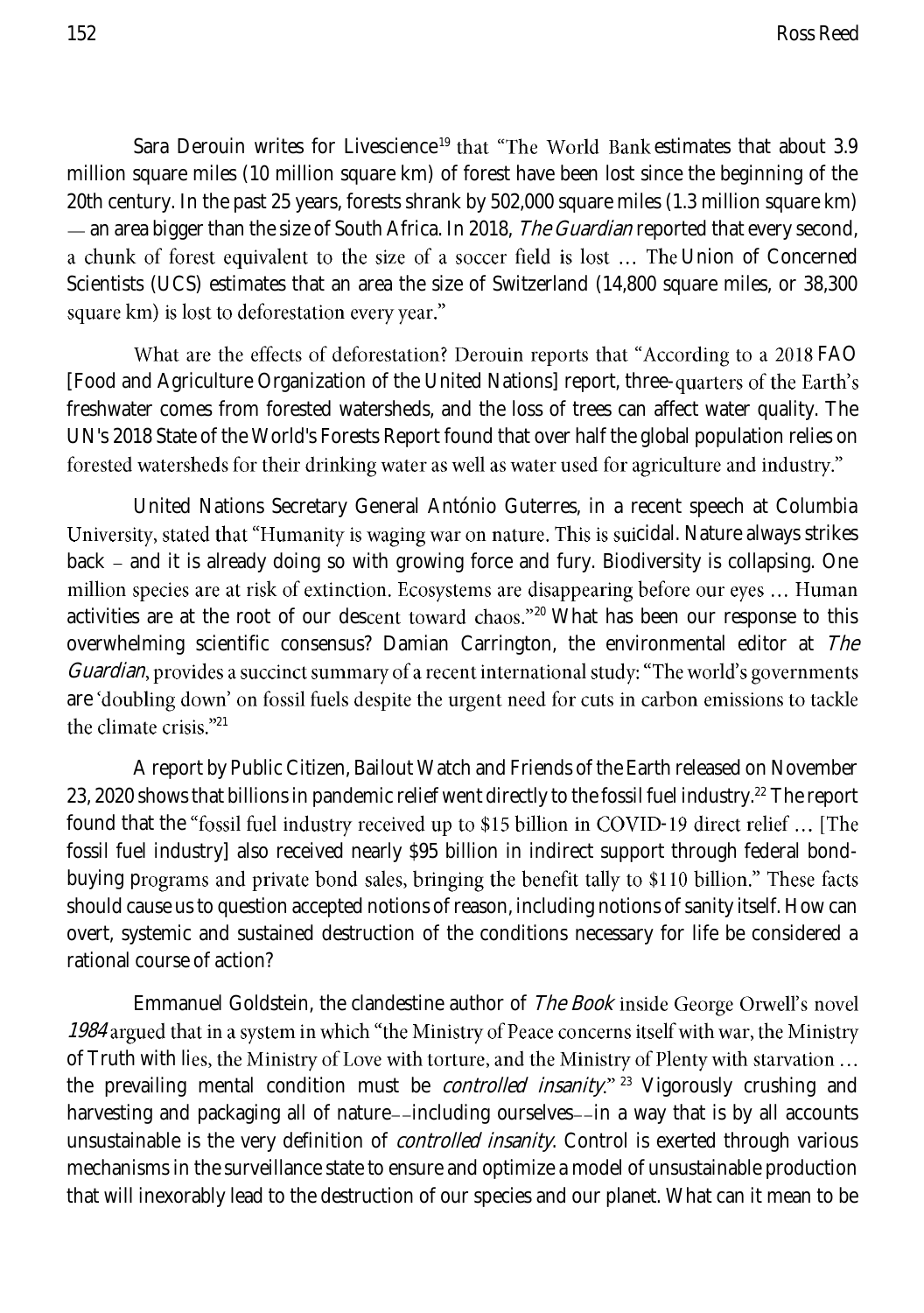Sara Derouin writes for Livescience[19] that "The World Bank estimates that about 3.9 million square miles (10 million square km) of forest have been lost since the beginning of the 20th century. In the past 25 years, forests shrank by 502,000 square miles (1.3 million square km) — an area bigger than the size of South Africa. In 2018, *The Guardian* reported that every second, a chunk of forest equivalent to the size of a soccer field is lost … The Union of Concerned Scientists (UCS) estimates that an area the size of Switzerland (14,800 square miles, or 38,300 square km) is lost to deforestation every year."

What are the effects of deforestation? Derouin reports that "According to a 2018 FAO [Food and Agriculture Organization of the United Nations] report, three-quarters of the Earth's freshwater comes from forested watersheds, and the loss of trees can affect water quality. The UN's 2018 State of the World's Forests Report found that over half the global population relies on forested watersheds for their drinking water as well as water used for agriculture and industry."

United Nations Secretary General António Guterres, in a recent speech at Columbia University, stated that "Humanity is waging war on nature. This is suicidal. Nature always strikes back – and it is already doing so with growing force and fury. Biodiversity is collapsing. One million species are at risk of extinction. Ecosystems are disappearing before our eyes … Human activities are at the root of our descent toward chaos."[20] What has been our response to this overwhelming scientific consensus? Damian Carrington, the environmental editor at *The Guardian*, provides a succinct summary of a recent international study: "The world's governments are 'doubling down' on fossil fuels despite the urgent need for cuts in carbon emissions to tackle the climate crisis."[21]

A report by Public Citizen, Bailout Watch and Friends of the Earth released on November 23, 2020 shows that billions in pandemic relief went directly to the fossil fuel industry.[22] The report found that the "fossil fuel industry received up to $15 billion in COVID-19 direct relief … [The fossil fuel industry] also received nearly $95 billion in indirect support through federal bond-buying programs and private bond sales, bringing the benefit tally to $110 billion." These facts should cause us to question accepted notions of reason, including notions of sanity itself. How can overt, systemic and sustained destruction of the conditions necessary for life be considered a rational course of action?

Emmanuel Goldstein, the clandestine author of *The Book* inside George Orwell's novel *1984* argued that in a system in which "the Ministry of Peace concerns itself with war, the Ministry of Truth with lies, the Ministry of Love with torture, and the Ministry of Plenty with starvation … the prevailing mental condition must be *controlled insanity*."[23] Vigorously crushing and harvesting and packaging all of nature––including ourselves––in a way that is by all accounts unsustainable is the very definition of *controlled insanity*. Control is exerted through various mechanisms in the surveillance state to ensure and optimize a model of unsustainable production that will inexorably lead to the destruction of our species and our planet. What can it mean to be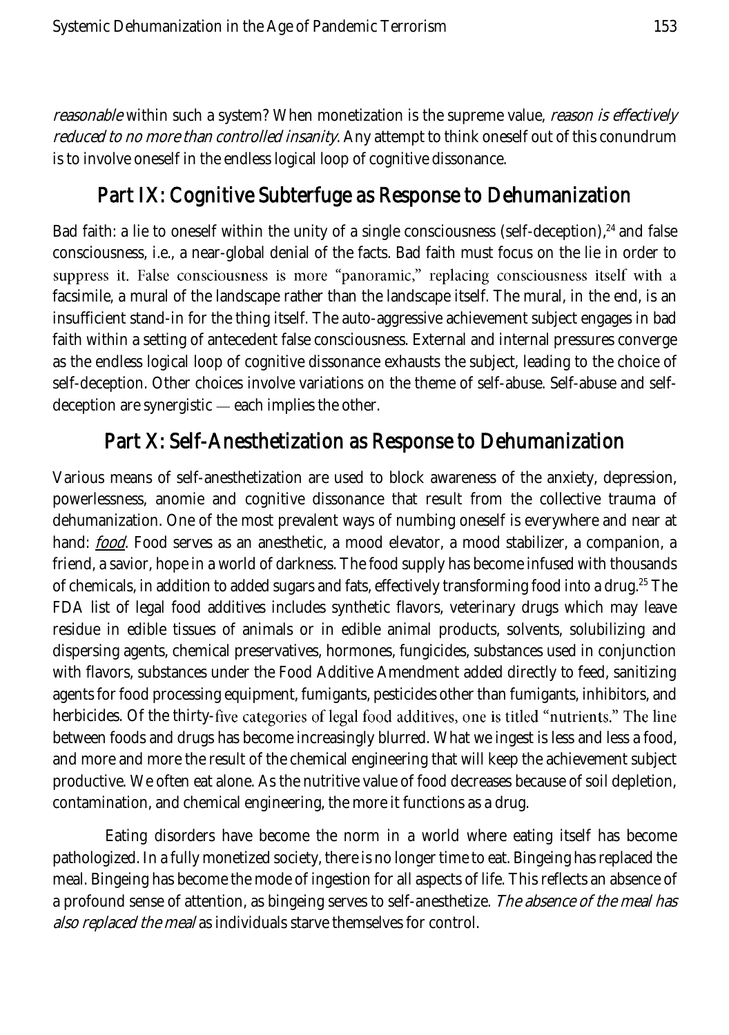*reasonable* within such a system? When monetization is the supreme value, *reason is effectively reduced to no more than controlled insanity*. Any attempt to think oneself out of this conundrum is to involve oneself in the endless logical loop of cognitive dissonance.

## Part IX: Cognitive Subterfuge as Response to Dehumanization

Bad faith: a lie to oneself within the unity of a single consciousness (self-deception),[24] and false consciousness, i.e., a near-global denial of the facts. Bad faith must focus on the lie in order to suppress it. False consciousness is more "panoramic," replacing consciousness itself with a facsimile, a mural of the landscape rather than the landscape itself. The mural, in the end, is an insufficient stand-in for the thing itself. The auto-aggressive achievement subject engages in bad faith within a setting of antecedent false consciousness. External and internal pressures converge as the endless logical loop of cognitive dissonance exhausts the subject, leading to the choice of self-deception. Other choices involve variations on the theme of self-abuse. Self-abuse and self-deception are synergistic — each implies the other.

## Part X: Self-Anesthetization as Response to Dehumanization

Various means of self-anesthetization are used to block awareness of the anxiety, depression, powerlessness, anomie and cognitive dissonance that result from the collective trauma of dehumanization. One of the most prevalent ways of numbing oneself is everywhere and near at hand: *food*. Food serves as an anesthetic, a mood elevator, a mood stabilizer, a companion, a friend, a savior, hope in a world of darkness. The food supply has become infused with thousands of chemicals, in addition to added sugars and fats, effectively transforming food into a drug.[25] The FDA list of legal food additives includes synthetic flavors, veterinary drugs which may leave residue in edible tissues of animals or in edible animal products, solvents, solubilizing and dispersing agents, chemical preservatives, hormones, fungicides, substances used in conjunction with flavors, substances under the Food Additive Amendment added directly to feed, sanitizing agents for food processing equipment, fumigants, pesticides other than fumigants, inhibitors, and herbicides. Of the thirty-five categories of legal food additives, one is titled "nutrients." The line between foods and drugs has become increasingly blurred. What we ingest is less and less a food, and more and more the result of the chemical engineering that will keep the achievement subject productive. We often eat alone. As the nutritive value of food decreases because of soil depletion, contamination, and chemical engineering, the more it functions as a drug.

Eating disorders have become the norm in a world where eating itself has become pathologized. In a fully monetized society, there is no longer time to eat. Bingeing has replaced the meal. Bingeing has become the mode of ingestion for all aspects of life. This reflects an absence of a profound sense of attention, as bingeing serves to self-anesthetize. *The absence of the meal has also replaced the meal* as individuals starve themselves for control.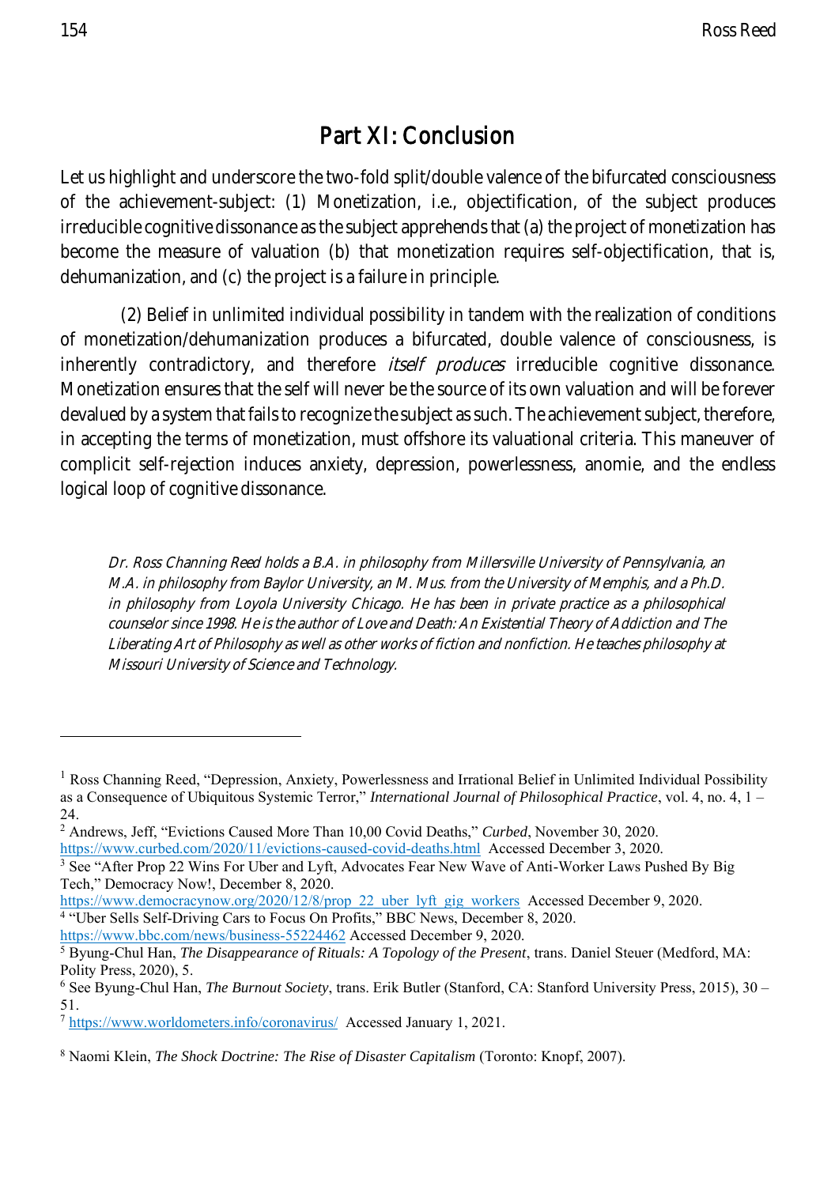## Part XI: Conclusion

Let us highlight and underscore the two-fold split/double valence of the bifurcated consciousness of the achievement-subject: (1) Monetization, i.e., objectification, of the subject produces irreducible cognitive dissonance as the subject apprehends that (a) the project of monetization has become the measure of valuation (b) that monetization requires self-objectification, that is, dehumanization, and (c) the project is a failure in principle.

(2) Belief in unlimited individual possibility in tandem with the realization of conditions of monetization/dehumanization produces a bifurcated, double valence of consciousness, is inherently contradictory, and therefore *itself produces* irreducible cognitive dissonance. Monetization ensures that the self will never be the source of its own valuation and will be forever devalued by a system that fails to recognize the subject as such. The achievement subject, therefore, in accepting the terms of monetization, must offshore its valuational criteria. This maneuver of complicit self-rejection induces anxiety, depression, powerlessness, anomie, and the endless logical loop of cognitive dissonance.

*Dr. Ross Channing Reed holds a B.A. in philosophy from Millersville University of Pennsylvania, an M.A. in philosophy from Baylor University, an M. Mus. from the University of Memphis, and a Ph.D. in philosophy from Loyola University Chicago. He has been in private practice as a philosophical counselor since 1998. He is the author of Love and Death: An Existential Theory of Addiction and The Liberating Art of Philosophy as well as other works of fiction and nonfiction. He teaches philosophy at Missouri University of Science and Technology.*

---

[1] Ross Channing Reed, "Depression, Anxiety, Powerlessness and Irrational Belief in Unlimited Individual Possibility as a Consequence of Ubiquitous Systemic Terror," *International Journal of Philosophical Practice*, vol. 4, no. 4, 1 – 24.

[2] Andrews, Jeff, "Evictions Caused More Than 10,00 Covid Deaths," *Curbed*, November 30, 2020. https://www.curbed.com/2020/11/evictions-caused-covid-deaths.html Accessed December 3, 2020.

[3] See "After Prop 22 Wins For Uber and Lyft, Advocates Fear New Wave of Anti-Worker Laws Pushed By Big Tech," Democracy Now!, December 8, 2020. https://www.democracynow.org/2020/12/8/prop_22_uber_lyft_gig_workers Accessed December 9, 2020.

[4] "Uber Sells Self-Driving Cars to Focus On Profits," BBC News, December 8, 2020. https://www.bbc.com/news/business-55224462 Accessed December 9, 2020.

[5] Byung-Chul Han, *The Disappearance of Rituals: A Topology of the Present*, trans. Daniel Steuer (Medford, MA: Polity Press, 2020), 5.

[6] See Byung-Chul Han, *The Burnout Society*, trans. Erik Butler (Stanford, CA: Stanford University Press, 2015), 30 – 51.

[7] https://www.worldometers.info/coronavirus/ Accessed January 1, 2021.

[8] Naomi Klein, *The Shock Doctrine: The Rise of Disaster Capitalism* (Toronto: Knopf, 2007).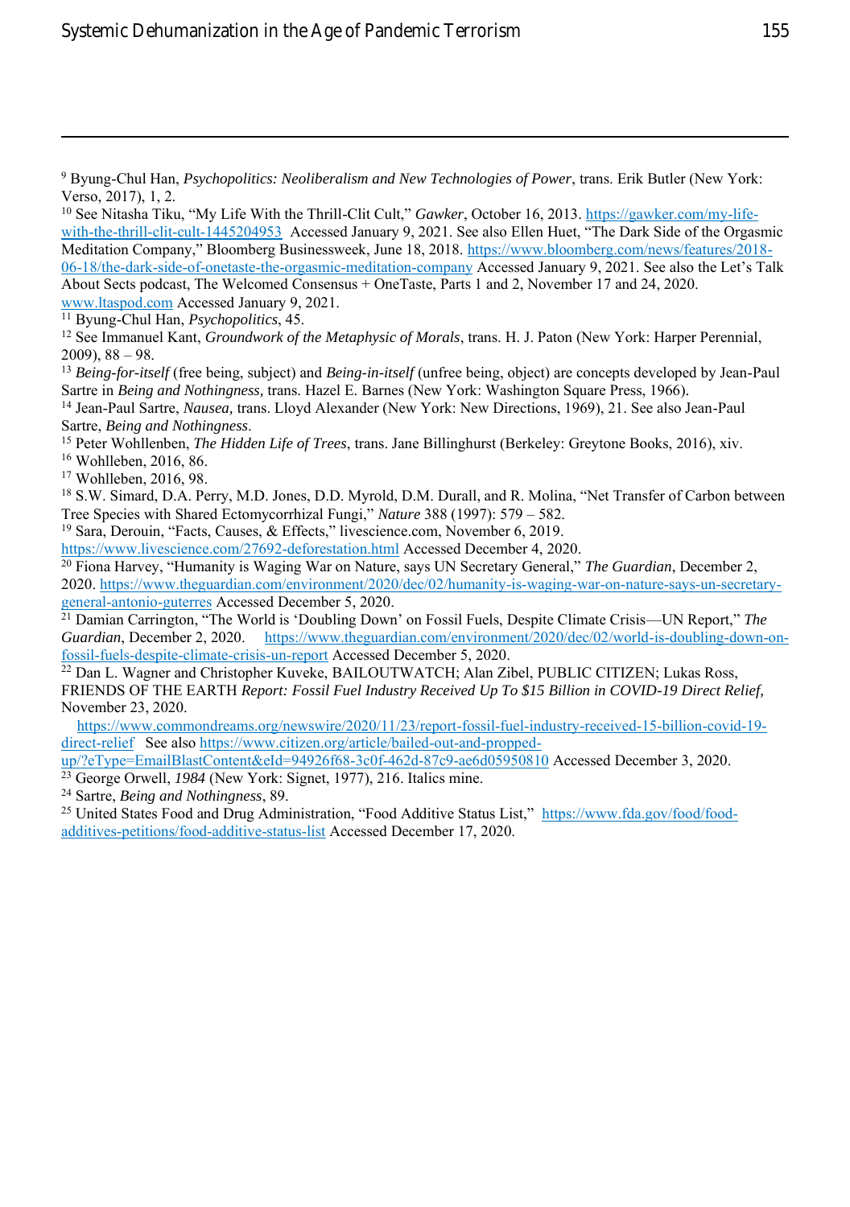[9] Byung-Chul Han, *Psychopolitics: Neoliberalism and New Technologies of Power*, trans. Erik Butler (New York: Verso, 2017), 1, 2.

[10] See Nitasha Tiku, "My Life With the Thrill-Clit Cult," *Gawker*, October 16, 2013. https://gawker.com/my-life-with-the-thrill-clit-cult-1445204953 Accessed January 9, 2021. See also Ellen Huet, "The Dark Side of the Orgasmic Meditation Company," Bloomberg Businessweek, June 18, 2018. https://www.bloomberg.com/news/features/2018-06-18/the-dark-side-of-onetaste-the-orgasmic-meditation-company Accessed January 9, 2021. See also the Let's Talk About Sects podcast, The Welcomed Consensus + OneTaste, Parts 1 and 2, November 17 and 24, 2020. www.ltaspod.com Accessed January 9, 2021.

[11] Byung-Chul Han, *Psychopolitics*, 45.

[12] See Immanuel Kant, *Groundwork of the Metaphysic of Morals*, trans. H. J. Paton (New York: Harper Perennial, 2009), 88 – 98.

[13] *Being-for-itself* (free being, subject) and *Being-in-itself* (unfree being, object) are concepts developed by Jean-Paul Sartre in *Being and Nothingness,* trans. Hazel E. Barnes (New York: Washington Square Press, 1966).

[14] Jean-Paul Sartre, *Nausea,* trans. Lloyd Alexander (New York: New Directions, 1969), 21. See also Jean-Paul Sartre, *Being and Nothingness*.

[15] Peter Wohllenben, *The Hidden Life of Trees*, trans. Jane Billinghurst (Berkeley: Greytone Books, 2016), xiv.

[16] Wohllenben, 2016, 86.

[17] Wohllenben, 2016, 98.

[18] S.W. Simard, D.A. Perry, M.D. Jones, D.D. Myrold, D.M. Durall, and R. Molina, "Net Transfer of Carbon between Tree Species with Shared Ectomycorrhizal Fungi," *Nature* 388 (1997): 579 – 582.

[19] Sara, Derouin, "Facts, Causes, & Effects," livescience.com, November 6, 2019. https://www.livescience.com/27692-deforestation.html Accessed December 4, 2020.

[20] Fiona Harvey, "Humanity is Waging War on Nature, says UN Secretary General," *The Guardian*, December 2, 2020. https://www.theguardian.com/environment/2020/dec/02/humanity-is-waging-war-on-nature-says-un-secretary-general-antonio-guterres Accessed December 5, 2020.

[21] Damian Carrington, "The World is 'Doubling Down' on Fossil Fuels, Despite Climate Crisis—UN Report," *The Guardian*, December 2, 2020. https://www.theguardian.com/environment/2020/dec/02/world-is-doubling-down-on-fossil-fuels-despite-climate-crisis-un-report Accessed December 5, 2020.

[22] Dan L. Wagner and Christopher Kuveke, BAILOUTWATCH; Alan Zibel, PUBLIC CITIZEN; Lukas Ross, FRIENDS OF THE EARTH *Report: Fossil Fuel Industry Received Up To $15 Billion in COVID-19 Direct Relief,* November 23, 2020.
https://www.commondreams.org/newswire/2020/11/23/report-fossil-fuel-industry-received-15-billion-covid-19-direct-relief See also https://www.citizen.org/article/bailed-out-and-propped-up/?eType=EmailBlastContent&eId=94926f68-3c0f-462d-87c9-ae6d05950810 Accessed December 3, 2020.

[23] George Orwell, *1984* (New York: Signet, 1977), 216. Italics mine.

[24] Sartre, *Being and Nothingness*, 89.

[25] United States Food and Drug Administration, "Food Additive Status List," https://www.fda.gov/food/food-additives-petitions/food-additive-status-list Accessed December 17, 2020.